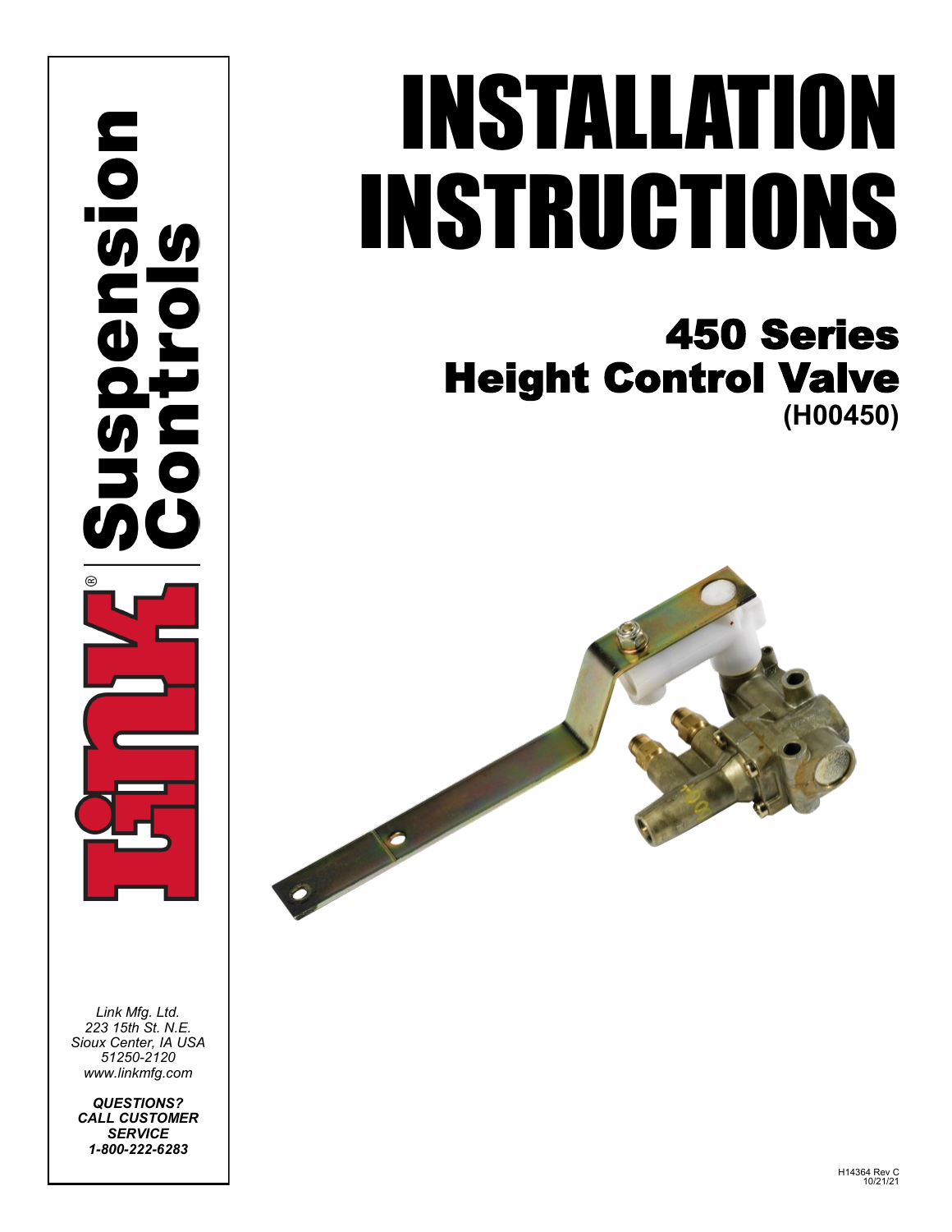# INSTALLATION INSTRUCTIONS

## 450 Series Height Control Valve

**(H00450)**

Link® Suspension Controls

*Link Mfg. Ltd.*
*223 15th St. N.E.*
*Sioux Center, IA USA*
*51250-2120*
*www.linkmfg.com*

***QUESTIONS? CALL CUSTOMER SERVICE 1-800-222-6283***

H14364 Rev C
10/21/21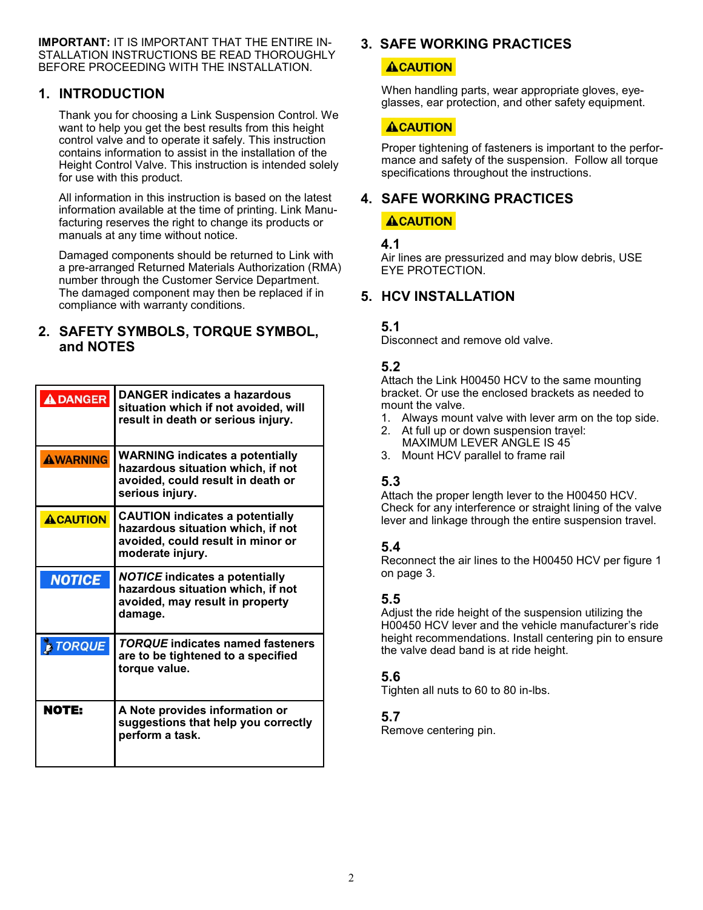**IMPORTANT:** IT IS IMPORTANT THAT THE ENTIRE INSTALLATION INSTRUCTIONS BE READ THOROUGHLY BEFORE PROCEEDING WITH THE INSTALLATION.

## 1. INTRODUCTION

Thank you for choosing a Link Suspension Control. We want to help you get the best results from this height control valve and to operate it safely. This instruction contains information to assist in the installation of the Height Control Valve. This instruction is intended solely for use with this product.

All information in this instruction is based on the latest information available at the time of printing. Link Manufacturing reserves the right to change its products or manuals at any time without notice.

Damaged components should be returned to Link with a pre-arranged Returned Materials Authorization (RMA) number through the Customer Service Department. The damaged component may then be replaced if in compliance with warranty conditions.

## 2. SAFETY SYMBOLS, TORQUE SYMBOL, and NOTES

| | |
|---|---|
| ⚠DANGER | **DANGER indicates a hazardous situation which if not avoided, will result in death or serious injury.** |
| ⚠WARNING | **WARNING indicates a potentially hazardous situation which, if not avoided, could result in death or serious injury.** |
| ⚠CAUTION | **CAUTION indicates a potentially hazardous situation which, if not avoided, could result in minor or moderate injury.** |
| *NOTICE* | ***NOTICE* indicates a potentially hazardous situation which, if not avoided, may result in property damage.** |
| *TORQUE* | ***TORQUE* indicates named fasteners are to be tightened to a specified torque value.** |
| **NOTE:** | **A Note provides information or suggestions that help you correctly perform a task.** |

## 3. SAFE WORKING PRACTICES

**⚠CAUTION**

When handling parts, wear appropriate gloves, eyeglasses, ear protection, and other safety equipment.

**⚠CAUTION**

Proper tightening of fasteners is important to the performance and safety of the suspension. Follow all torque specifications throughout the instructions.

## 4. SAFE WORKING PRACTICES

**⚠CAUTION**

### 4.1

Air lines are pressurized and may blow debris, USE EYE PROTECTION.

## 5. HCV INSTALLATION

### 5.1

Disconnect and remove old valve.

### 5.2

Attach the Link H00450 HCV to the same mounting bracket. Or use the enclosed brackets as needed to mount the valve.

1. Always mount valve with lever arm on the top side.
2. At full up or down suspension travel:
   MAXIMUM LEVER ANGLE IS 45°
3. Mount HCV parallel to frame rail

### 5.3

Attach the proper length lever to the H00450 HCV. Check for any interference or straight lining of the valve lever and linkage through the entire suspension travel.

### 5.4

Reconnect the air lines to the H00450 HCV per figure 1 on page 3.

### 5.5

Adjust the ride height of the suspension utilizing the H00450 HCV lever and the vehicle manufacturer's ride height recommendations. Install centering pin to ensure the valve dead band is at ride height.

### 5.6

Tighten all nuts to 60 to 80 in-lbs.

### 5.7

Remove centering pin.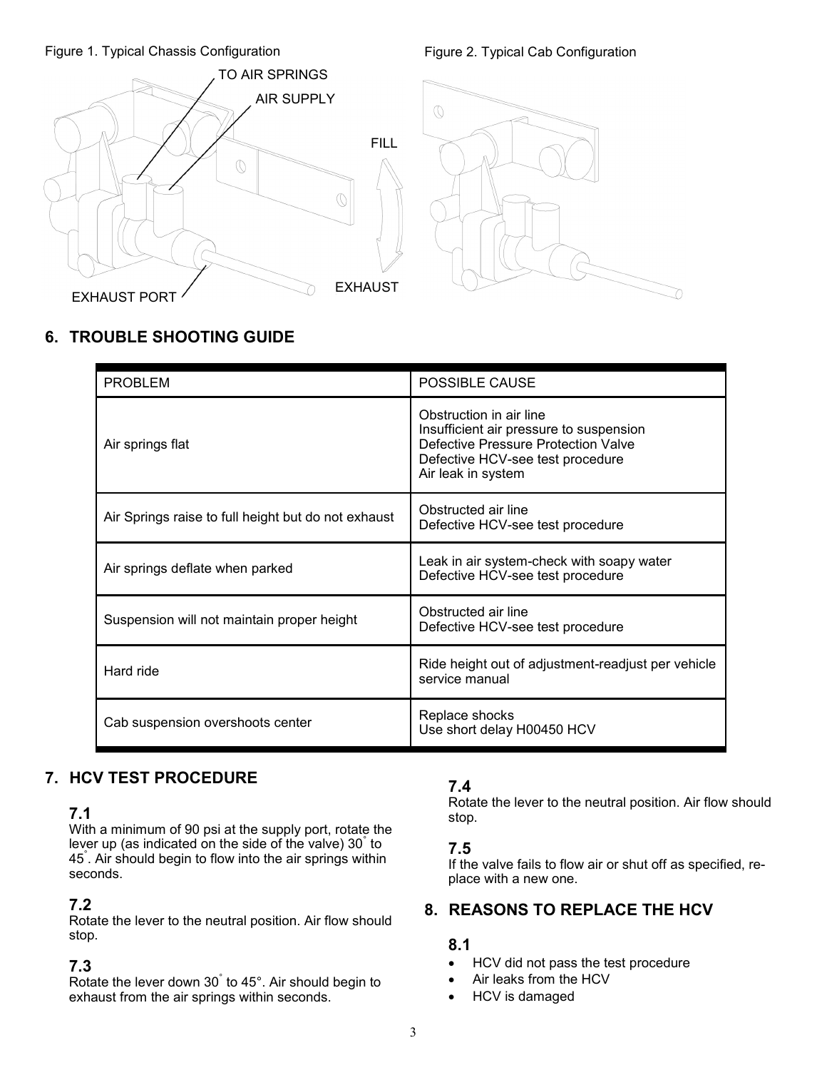Figure 1. Typical Chassis Configuration

TO AIR SPRINGS

AIR SUPPLY

FILL

EXHAUST

EXHAUST PORT

Figure 2. Typical Cab Configuration

## 6. TROUBLE SHOOTING GUIDE

| PROBLEM | POSSIBLE CAUSE |
|---|---|
| Air springs flat | Obstruction in air line<br>Insufficient air pressure to suspension<br>Defective Pressure Protection Valve<br>Defective HCV-see test procedure<br>Air leak in system |
| Air Springs raise to full height but do not exhaust | Obstructed air line<br>Defective HCV-see test procedure |
| Air springs deflate when parked | Leak in air system-check with soapy water<br>Defective HCV-see test procedure |
| Suspension will not maintain proper height | Obstructed air line<br>Defective HCV-see test procedure |
| Hard ride | Ride height out of adjustment-readjust per vehicle service manual |
| Cab suspension overshoots center | Replace shocks<br>Use short delay H00450 HCV |

## 7. HCV TEST PROCEDURE

### 7.1

With a minimum of 90 psi at the supply port, rotate the lever up (as indicated on the side of the valve) 30° to 45°. Air should begin to flow into the air springs within seconds.

### 7.2

Rotate the lever to the neutral position. Air flow should stop.

### 7.3

Rotate the lever down 30° to 45°. Air should begin to exhaust from the air springs within seconds.

### 7.4

Rotate the lever to the neutral position. Air flow should stop.

### 7.5

If the valve fails to flow air or shut off as specified, replace with a new one.

## 8. REASONS TO REPLACE THE HCV

### 8.1

- HCV did not pass the test procedure
- Air leaks from the HCV
- HCV is damaged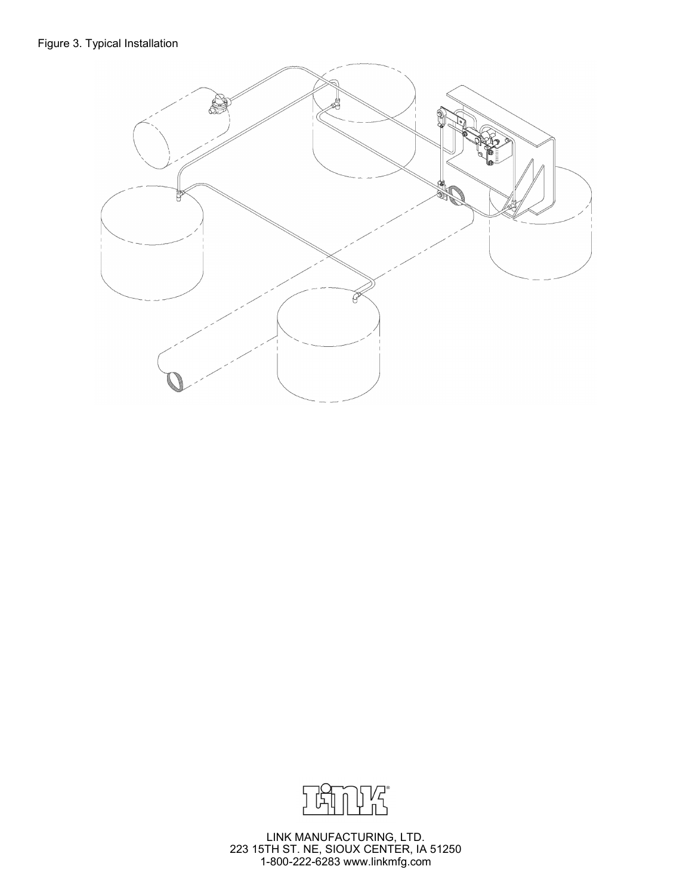Figure 3. Typical Installation

LINK MANUFACTURING, LTD.
223 15TH ST. NE, SIOUX CENTER, IA 51250
1-800-222-6283 www.linkmfg.com